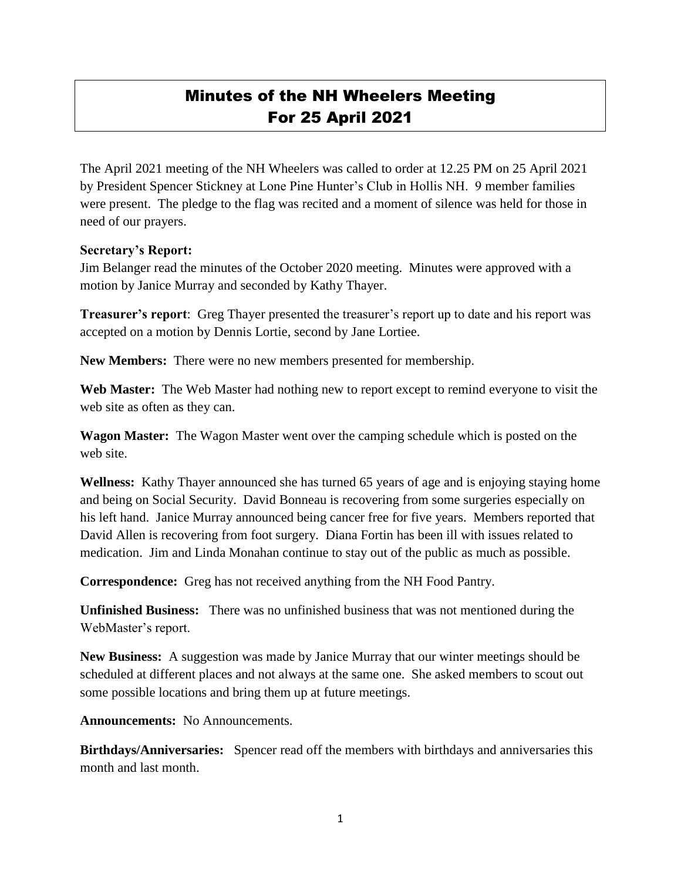# Minutes of the NH Wheelers Meeting For 25 April 2021

The April 2021 meeting of the NH Wheelers was called to order at 12.25 PM on 25 April 2021 by President Spencer Stickney at Lone Pine Hunter's Club in Hollis NH. 9 member families were present. The pledge to the flag was recited and a moment of silence was held for those in need of our prayers.

**Secretary's Report:**
Jim Belanger read the minutes of the October 2020 meeting. Minutes were approved with a motion by Janice Murray and seconded by Kathy Thayer.

**Treasurer's report**: Greg Thayer presented the treasurer's report up to date and his report was accepted on a motion by Dennis Lortie, second by Jane Lortiee.

**New Members:** There were no new members presented for membership.

**Web Master:** The Web Master had nothing new to report except to remind everyone to visit the web site as often as they can.

**Wagon Master:** The Wagon Master went over the camping schedule which is posted on the web site.

**Wellness:** Kathy Thayer announced she has turned 65 years of age and is enjoying staying home and being on Social Security. David Bonneau is recovering from some surgeries especially on his left hand. Janice Murray announced being cancer free for five years. Members reported that David Allen is recovering from foot surgery. Diana Fortin has been ill with issues related to medication. Jim and Linda Monahan continue to stay out of the public as much as possible.

**Correspondence:** Greg has not received anything from the NH Food Pantry.

**Unfinished Business:** There was no unfinished business that was not mentioned during the WebMaster's report.

**New Business:** A suggestion was made by Janice Murray that our winter meetings should be scheduled at different places and not always at the same one. She asked members to scout out some possible locations and bring them up at future meetings.

**Announcements:** No Announcements.

**Birthdays/Anniversaries:** Spencer read off the members with birthdays and anniversaries this month and last month.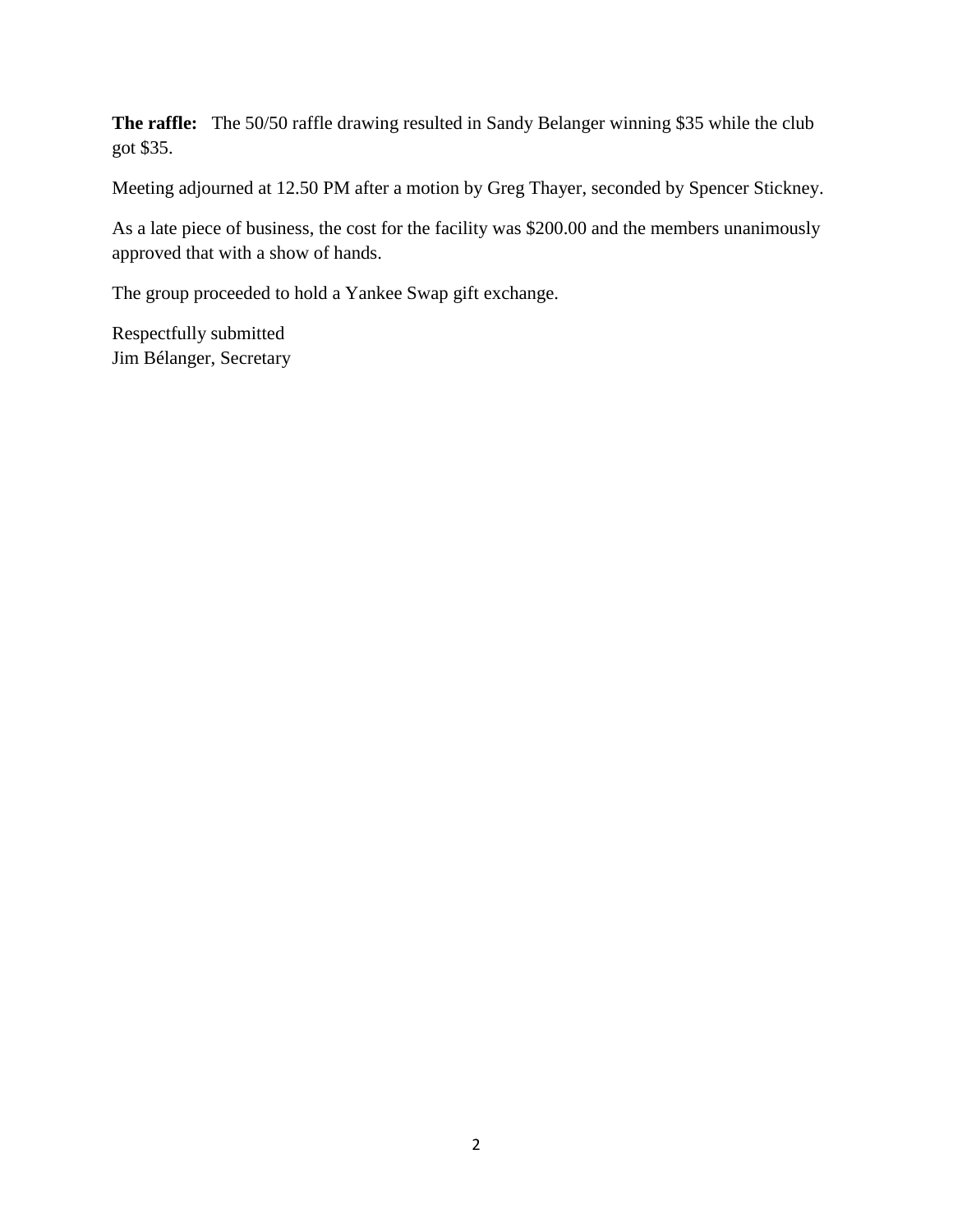**The raffle:** The 50/50 raffle drawing resulted in Sandy Belanger winning $35 while the club got $35.

Meeting adjourned at 12.50 PM after a motion by Greg Thayer, seconded by Spencer Stickney.

As a late piece of business, the cost for the facility was $200.00 and the members unanimously approved that with a show of hands.

The group proceeded to hold a Yankee Swap gift exchange.

Respectfully submitted  
Jim Bélanger, Secretary